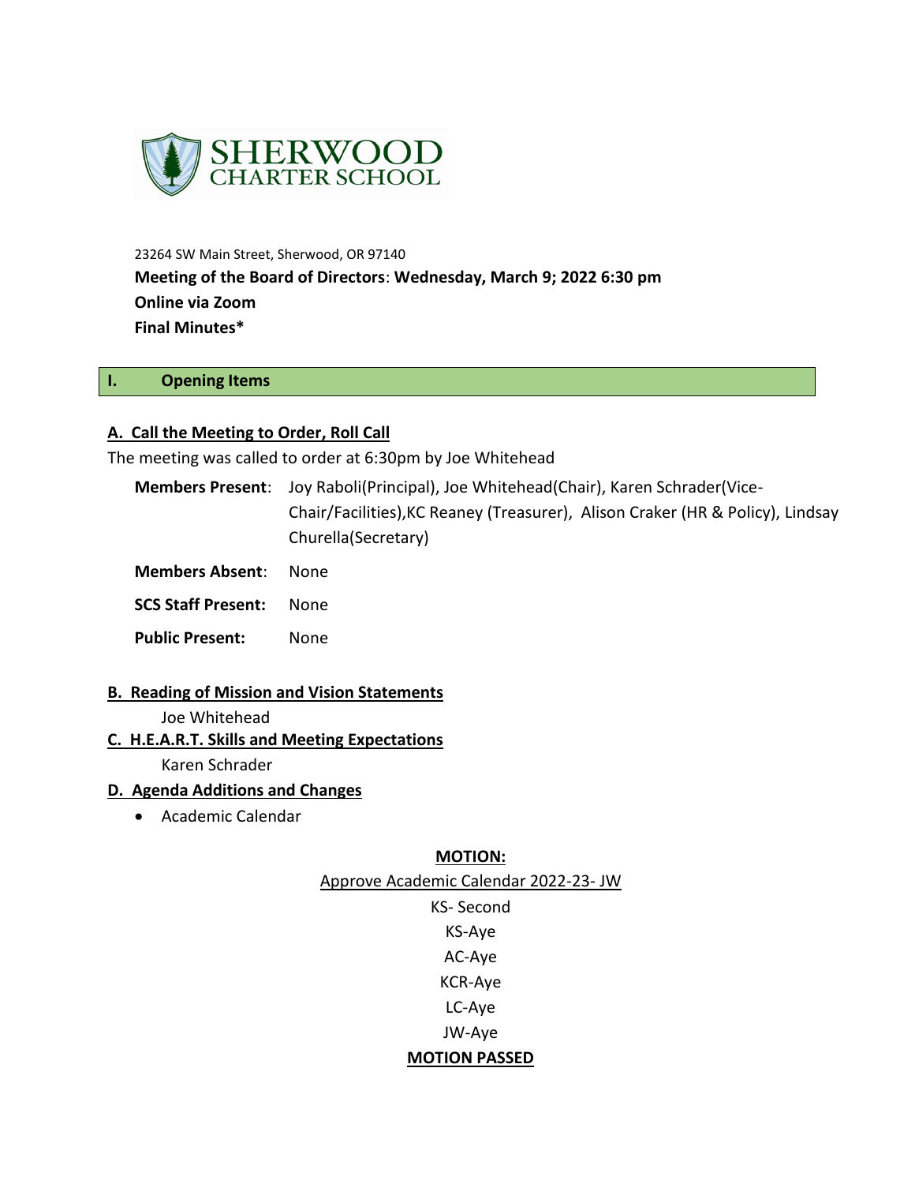SHERWOOD CHARTER SCHOOL

23264 SW Main Street, Sherwood, OR 97140

**Meeting of the Board of Directors**: **Wednesday, March 9; 2022 6:30 pm**

**Online via Zoom**

**Final Minutes***

## I. Opening Items

### A. Call the Meeting to Order, Roll Call

The meeting was called to order at 6:30pm by Joe Whitehead

**Members Present**: Joy Raboli(Principal), Joe Whitehead(Chair), Karen Schrader(Vice-Chair/Facilities),KC Reaney (Treasurer), Alison Craker (HR & Policy), Lindsay Churella(Secretary)

**Members Absent**: None

**SCS Staff Present:** None

**Public Present:** None

### B. Reading of Mission and Vision Statements

Joe Whitehead

### C. H.E.A.R.T. Skills and Meeting Expectations

Karen Schrader

### D. Agenda Additions and Changes

- Academic Calendar

**MOTION:**

Approve Academic Calendar 2022-23- JW

KS- Second

KS-Aye

AC-Aye

KCR-Aye

LC-Aye

JW-Aye

**MOTION PASSED**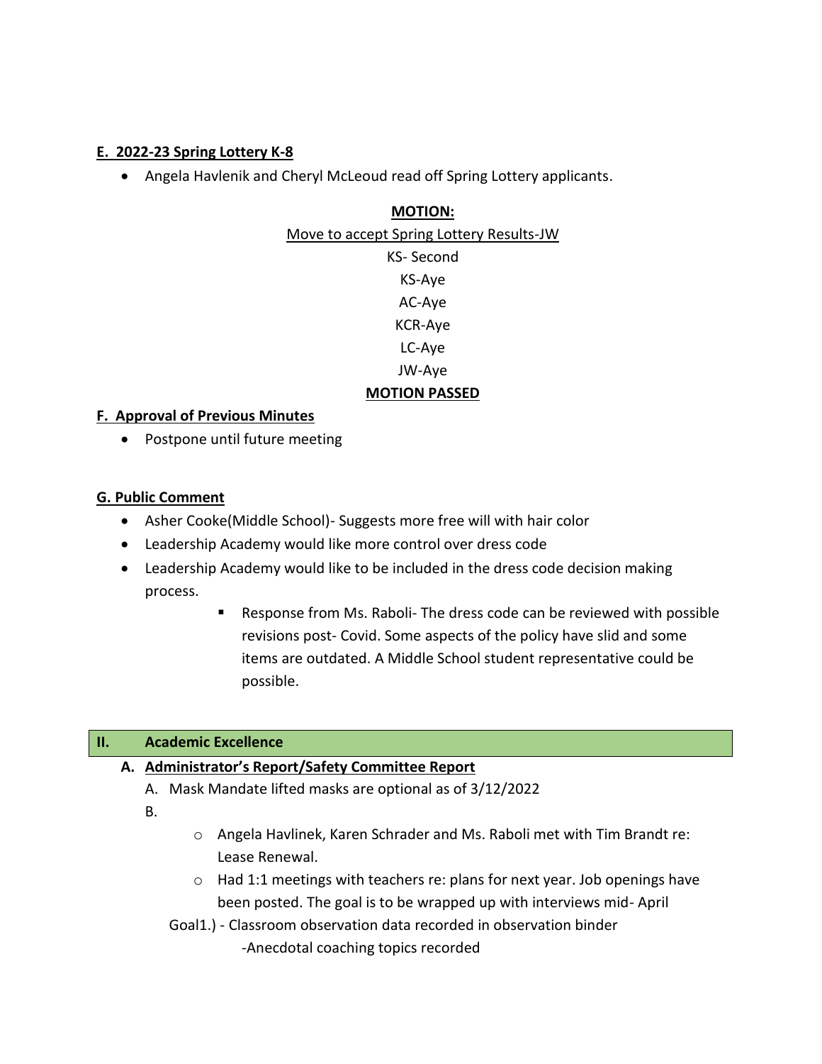### E. 2022-23 Spring Lottery K-8

- Angela Havlenik and Cheryl McLeoud read off Spring Lottery applicants.

**MOTION:**

Move to accept Spring Lottery Results-JW

KS- Second

KS-Aye

AC-Aye

KCR-Aye

LC-Aye

JW-Aye

**MOTION PASSED**

### F. Approval of Previous Minutes

- Postpone until future meeting

### G. Public Comment

- Asher Cooke(Middle School)- Suggests more free will with hair color
- Leadership Academy would like more control over dress code
- Leadership Academy would like to be included in the dress code decision making process.
  - Response from Ms. Raboli- The dress code can be reviewed with possible revisions post- Covid. Some aspects of the policy have slid and some items are outdated. A Middle School student representative could be possible.

## II. Academic Excellence

### A. Administrator's Report/Safety Committee Report

A. Mask Mandate lifted masks are optional as of 3/12/2022

B.

- Angela Havlinek, Karen Schrader and Ms. Raboli met with Tim Brandt re: Lease Renewal.
- Had 1:1 meetings with teachers re: plans for next year. Job openings have been posted. The goal is to be wrapped up with interviews mid- April

Goal1.) - Classroom observation data recorded in observation binder

-Anecdotal coaching topics recorded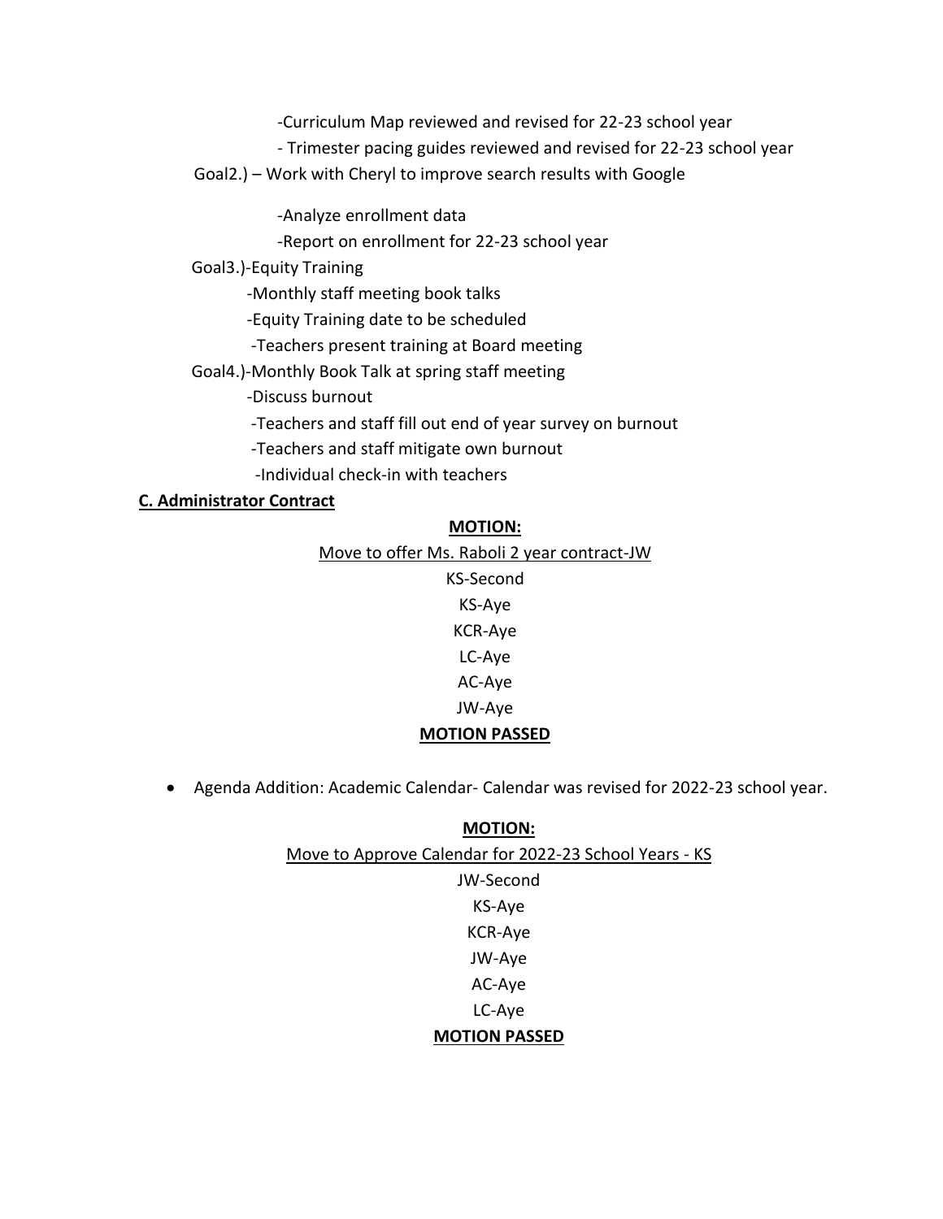-Curriculum Map reviewed and revised for 22-23 school year

- Trimester pacing guides reviewed and revised for 22-23 school year

Goal2.) – Work with Cheryl to improve search results with Google

-Analyze enrollment data

-Report on enrollment for 22-23 school year

Goal3.)-Equity Training

-Monthly staff meeting book talks

-Equity Training date to be scheduled

-Teachers present training at Board meeting

Goal4.)-Monthly Book Talk at spring staff meeting

-Discuss burnout

-Teachers and staff fill out end of year survey on burnout

-Teachers and staff mitigate own burnout

-Individual check-in with teachers

**C. Administrator Contract**

**MOTION:**

Move to offer Ms. Raboli 2 year contract-JW

KS-Second

KS-Aye

KCR-Aye

LC-Aye

AC-Aye

JW-Aye

**MOTION PASSED**

- Agenda Addition: Academic Calendar- Calendar was revised for 2022-23 school year.

**MOTION:**

Move to Approve Calendar for 2022-23 School Years - KS

JW-Second

KS-Aye

KCR-Aye

JW-Aye

AC-Aye

LC-Aye

**MOTION PASSED**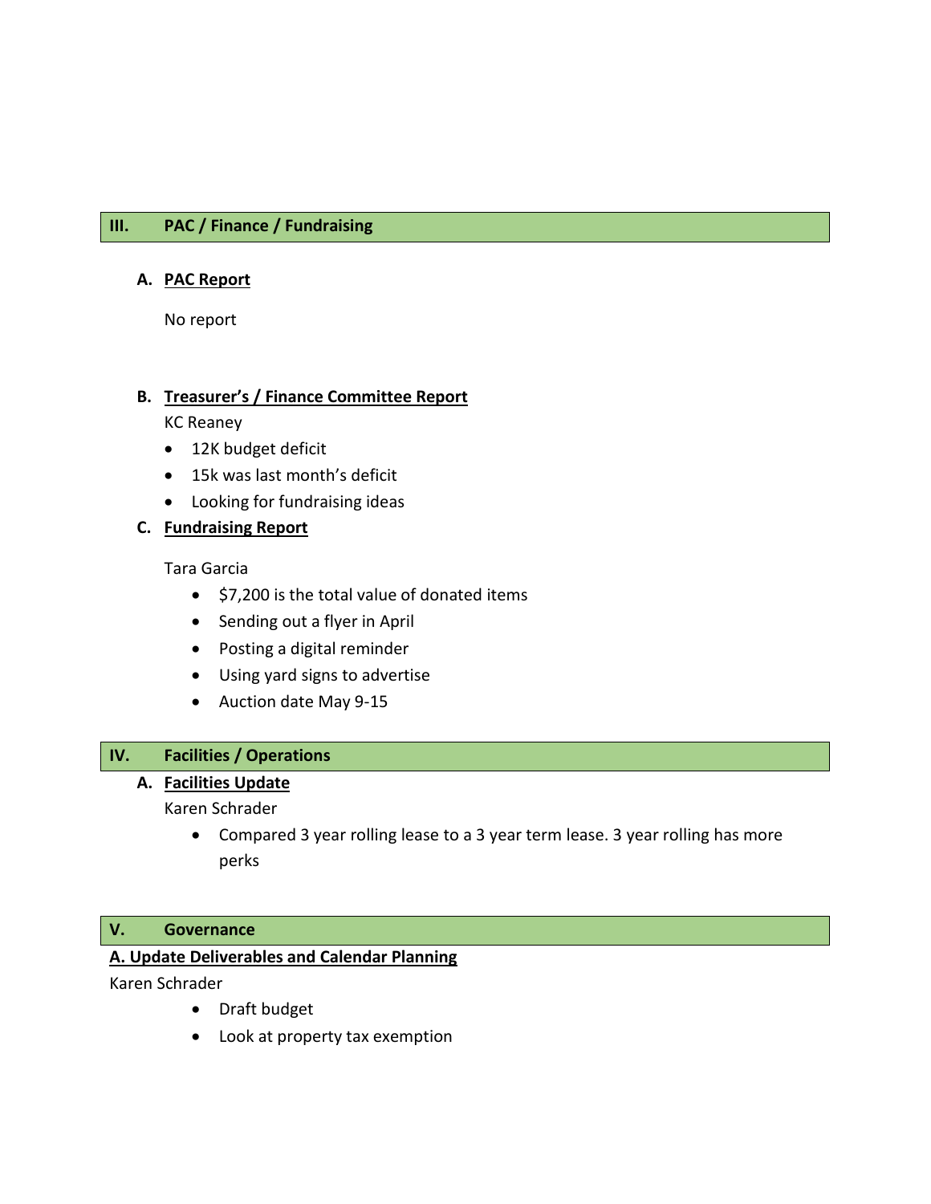## III. PAC / Finance / Fundraising

### A. PAC Report

No report

### B. Treasurer's / Finance Committee Report

KC Reaney

- 12K budget deficit
- 15k was last month's deficit
- Looking for fundraising ideas

### C. Fundraising Report

Tara Garcia

- $7,200 is the total value of donated items
- Sending out a flyer in April
- Posting a digital reminder
- Using yard signs to advertise
- Auction date May 9-15

## IV. Facilities / Operations

### A. Facilities Update

Karen Schrader

- Compared 3 year rolling lease to a 3 year term lease. 3 year rolling has more perks

## V. Governance

### A. Update Deliverables and Calendar Planning

Karen Schrader

- Draft budget
- Look at property tax exemption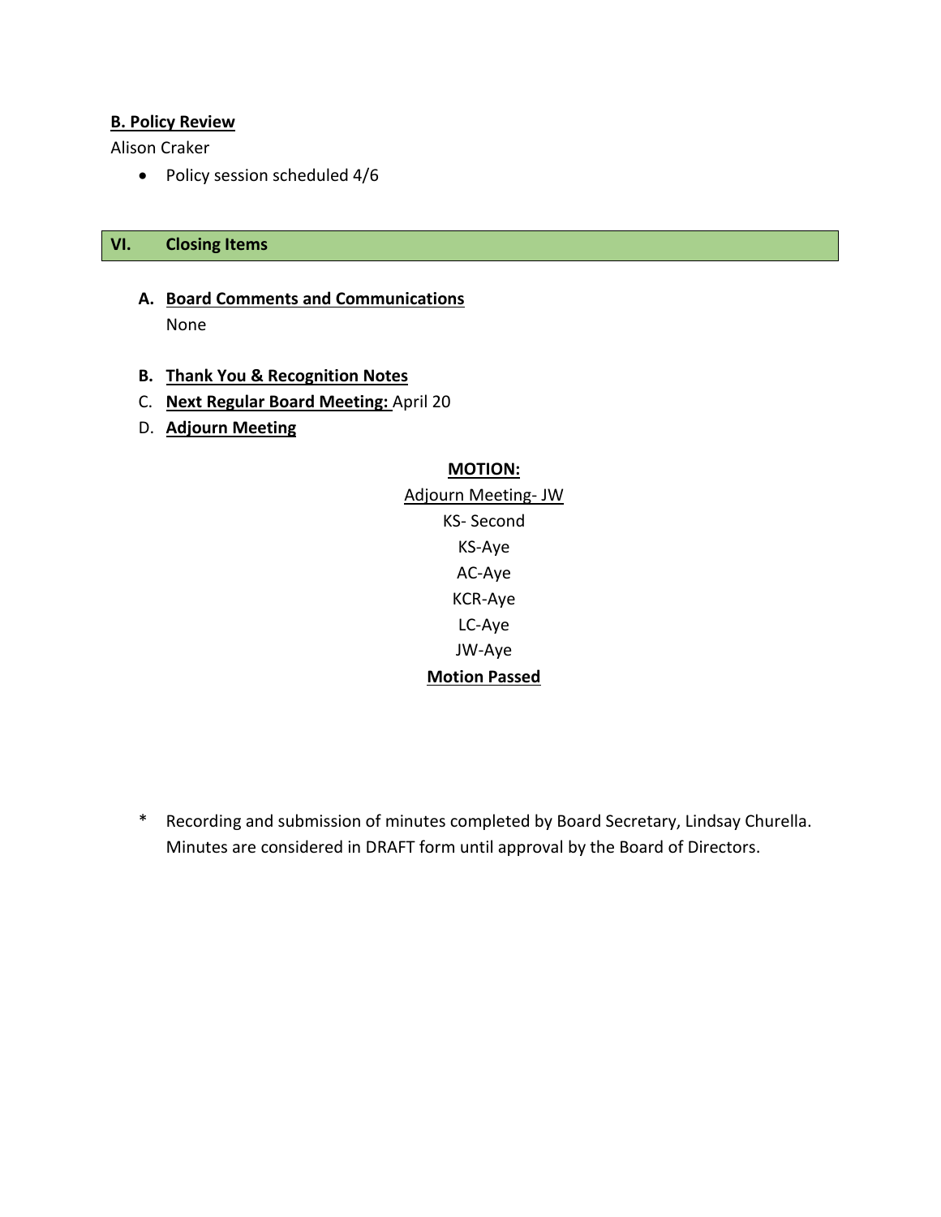**B. Policy Review**

Alison Craker

- Policy session scheduled 4/6

## VI. Closing Items

**A. Board Comments and Communications**

None

**B. Thank You & Recognition Notes**

C. **Next Regular Board Meeting:** April 20

D. **Adjourn Meeting**

**MOTION:**

Adjourn Meeting- JW

KS- Second

KS-Aye

AC-Aye

KCR-Aye

LC-Aye

JW-Aye

**Motion Passed**

\* Recording and submission of minutes completed by Board Secretary, Lindsay Churella. Minutes are considered in DRAFT form until approval by the Board of Directors.